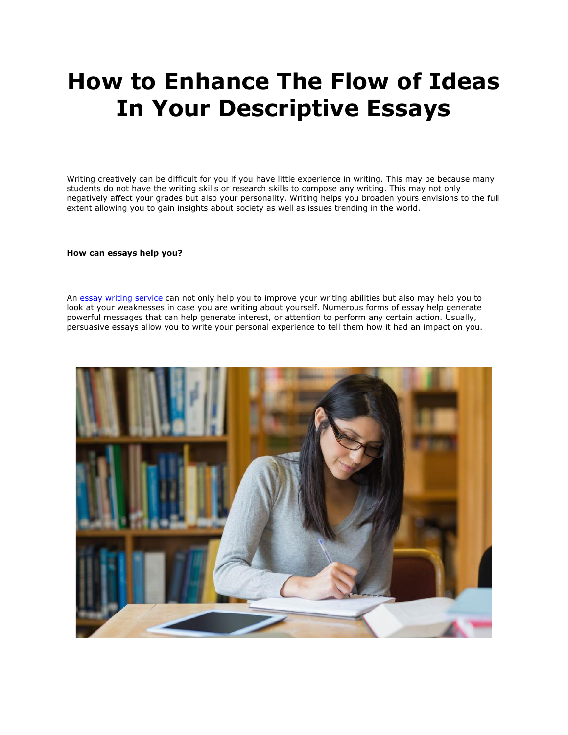# How to Enhance The Flow of Ideas In Your Descriptive Essays

Writing creatively can be difficult for you if you have little experience in writing. This may be because many students do not have the writing skills or research skills to compose any writing. This may not only negatively affect your grades but also your personality. Writing helps you broaden yours envisions to the full extent allowing you to gain insights about society as well as issues trending in the world.

**How can essays help you?**

An [essay writing service]() can not only help you to improve your writing abilities but also may help you to look at your weaknesses in case you are writing about yourself. Numerous forms of essay help generate powerful messages that can help generate interest, or attention to perform any certain action. Usually, persuasive essays allow you to write your personal experience to tell them how it had an impact on you.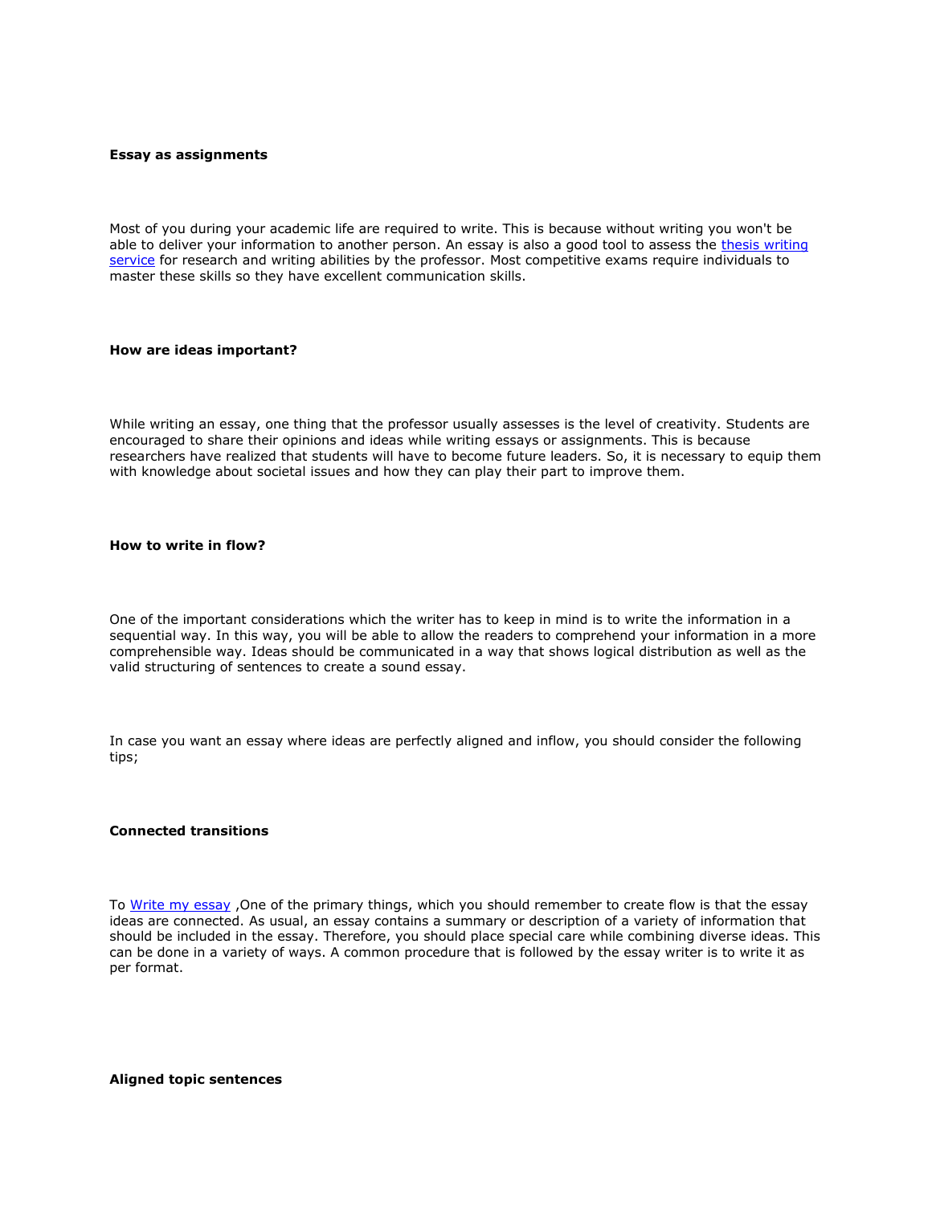**Essay as assignments**

Most of you during your academic life are required to write. This is because without writing you won't be able to deliver your information to another person. An essay is also a good tool to assess the [thesis writing service](#) for research and writing abilities by the professor. Most competitive exams require individuals to master these skills so they have excellent communication skills.

**How are ideas important?**

While writing an essay, one thing that the professor usually assesses is the level of creativity. Students are encouraged to share their opinions and ideas while writing essays or assignments. This is because researchers have realized that students will have to become future leaders. So, it is necessary to equip them with knowledge about societal issues and how they can play their part to improve them.

**How to write in flow?**

One of the important considerations which the writer has to keep in mind is to write the information in a sequential way. In this way, you will be able to allow the readers to comprehend your information in a more comprehensible way. Ideas should be communicated in a way that shows logical distribution as well as the valid structuring of sentences to create a sound essay.

In case you want an essay where ideas are perfectly aligned and inflow, you should consider the following tips;

**Connected transitions**

To [Write my essay](#) ,One of the primary things, which you should remember to create flow is that the essay ideas are connected. As usual, an essay contains a summary or description of a variety of information that should be included in the essay. Therefore, you should place special care while combining diverse ideas. This can be done in a variety of ways. A common procedure that is followed by the essay writer is to write it as per format.

**Aligned topic sentences**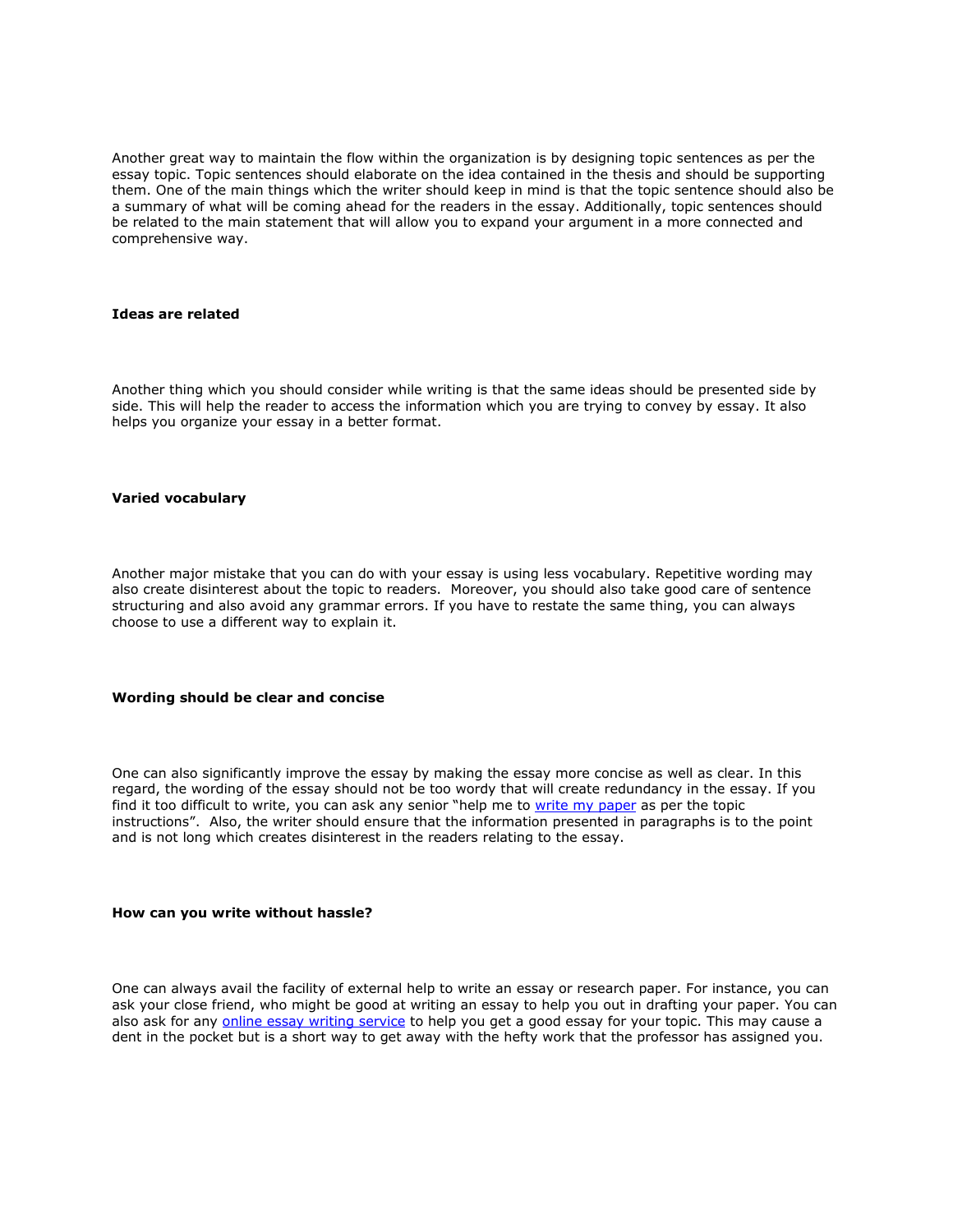Another great way to maintain the flow within the organization is by designing topic sentences as per the essay topic. Topic sentences should elaborate on the idea contained in the thesis and should be supporting them. One of the main things which the writer should keep in mind is that the topic sentence should also be a summary of what will be coming ahead for the readers in the essay. Additionally, topic sentences should be related to the main statement that will allow you to expand your argument in a more connected and comprehensive way.

**Ideas are related**

Another thing which you should consider while writing is that the same ideas should be presented side by side. This will help the reader to access the information which you are trying to convey by essay. It also helps you organize your essay in a better format.

**Varied vocabulary**

Another major mistake that you can do with your essay is using less vocabulary. Repetitive wording may also create disinterest about the topic to readers. Moreover, you should also take good care of sentence structuring and also avoid any grammar errors. If you have to restate the same thing, you can always choose to use a different way to explain it.

**Wording should be clear and concise**

One can also significantly improve the essay by making the essay more concise as well as clear. In this regard, the wording of the essay should not be too wordy that will create redundancy in the essay. If you find it too difficult to write, you can ask any senior "help me to write my paper as per the topic instructions". Also, the writer should ensure that the information presented in paragraphs is to the point and is not long which creates disinterest in the readers relating to the essay.

**How can you write without hassle?**

One can always avail the facility of external help to write an essay or research paper. For instance, you can ask your close friend, who might be good at writing an essay to help you out in drafting your paper. You can also ask for any online essay writing service to help you get a good essay for your topic. This may cause a dent in the pocket but is a short way to get away with the hefty work that the professor has assigned you.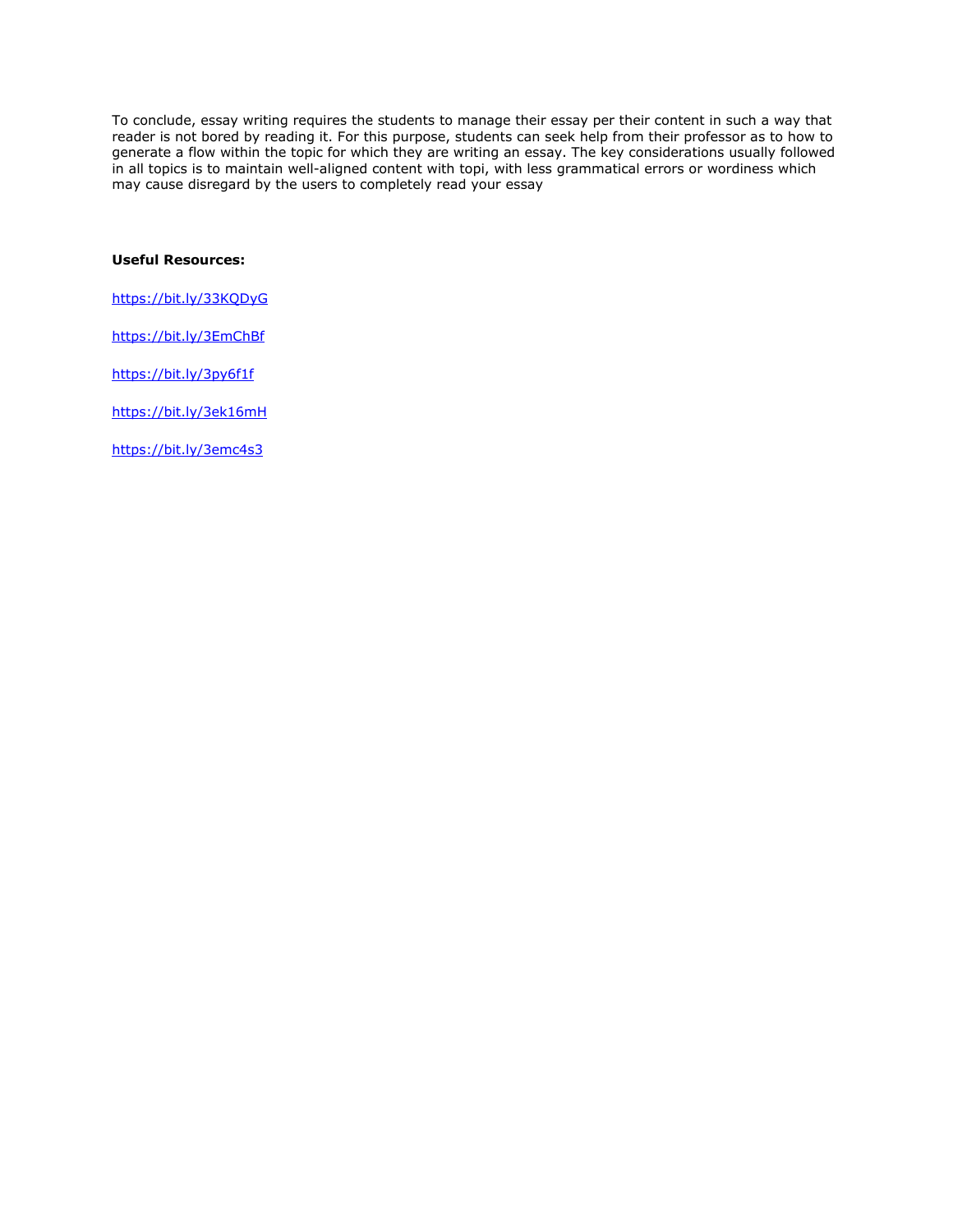To conclude, essay writing requires the students to manage their essay per their content in such a way that reader is not bored by reading it. For this purpose, students can seek help from their professor as to how to generate a flow within the topic for which they are writing an essay. The key considerations usually followed in all topics is to maintain well-aligned content with topi, with less grammatical errors or wordiness which may cause disregard by the users to completely read your essay

**Useful Resources:**

https://bit.ly/33KQDyG

https://bit.ly/3EmChBf

https://bit.ly/3py6f1f

https://bit.ly/3ek16mH

https://bit.ly/3emc4s3